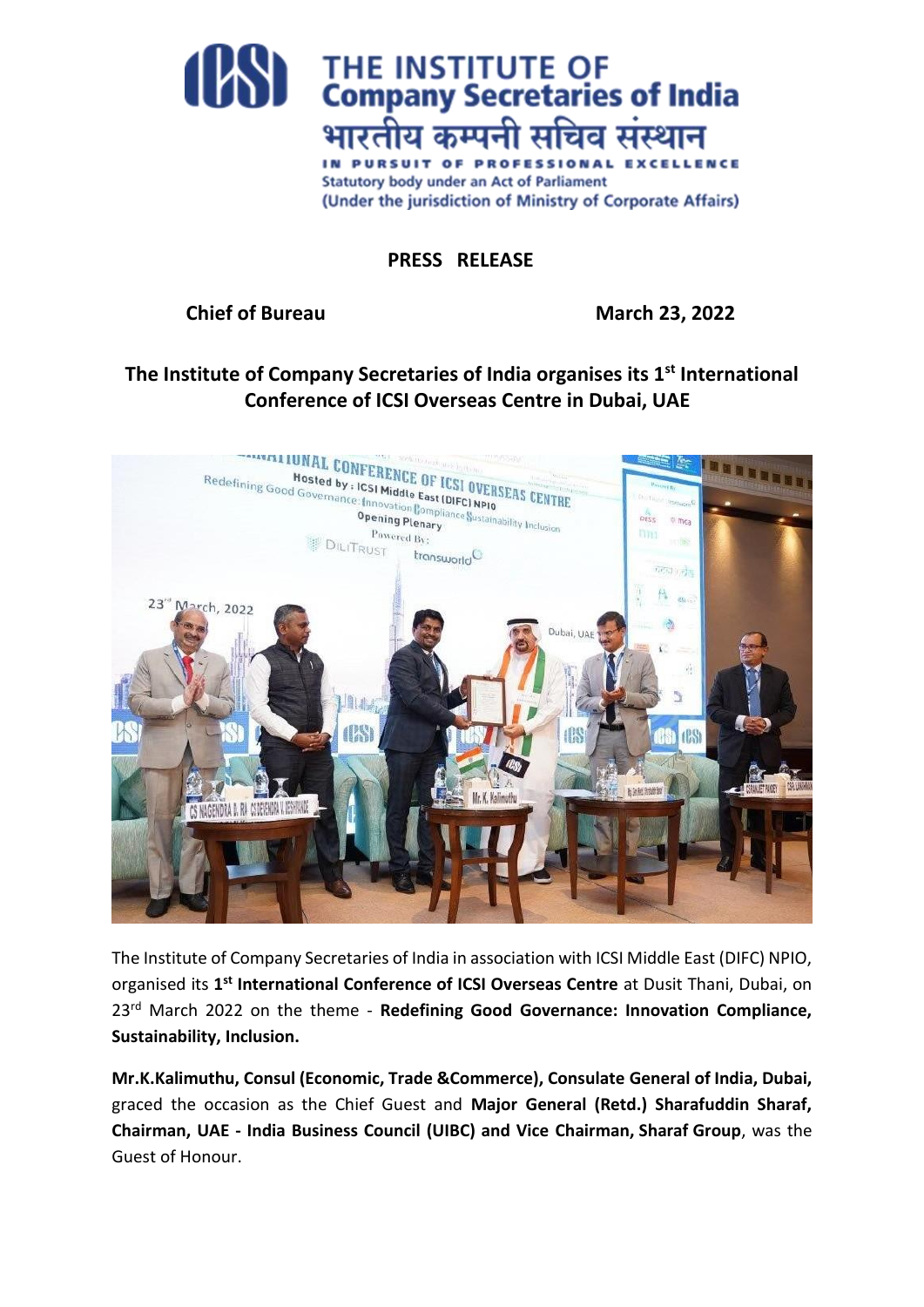# THE INSTITUTE OF Company Secretaries of India

भारतीय कम्पनी सचिव संस्थान

IN PURSUIT OF PROFESSIONAL EXCELLENCE

Statutory body under an Act of Parliament
(Under the jurisdiction of Ministry of Corporate Affairs)

**PRESS RELEASE**

**Chief of Bureau** **March 23, 2022**

## The Institute of Company Secretaries of India organises its 1st International Conference of ICSI Overseas Centre in Dubai, UAE

The Institute of Company Secretaries of India in association with ICSI Middle East (DIFC) NPIO, organised its **1st International Conference of ICSI Overseas Centre** at Dusit Thani, Dubai, on 23rd March 2022 on the theme - **Redefining Good Governance: Innovation Compliance, Sustainability, Inclusion.**

**Mr.K.Kalimuthu, Consul (Economic, Trade &Commerce), Consulate General of India, Dubai,** graced the occasion as the Chief Guest and **Major General (Retd.) Sharafuddin Sharaf, Chairman, UAE - India Business Council (UIBC) and Vice Chairman, Sharaf Group**, was the Guest of Honour.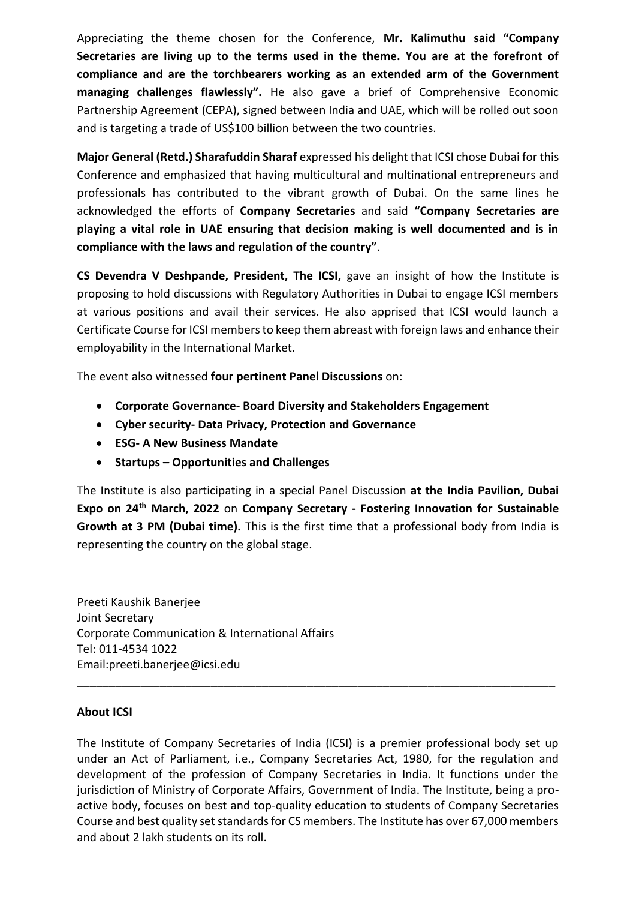Appreciating the theme chosen for the Conference, **Mr. Kalimuthu said "Company Secretaries are living up to the terms used in the theme. You are at the forefront of compliance and are the torchbearers working as an extended arm of the Government managing challenges flawlessly".** He also gave a brief of Comprehensive Economic Partnership Agreement (CEPA), signed between India and UAE, which will be rolled out soon and is targeting a trade of US$100 billion between the two countries.

**Major General (Retd.) Sharafuddin Sharaf** expressed his delight that ICSI chose Dubai for this Conference and emphasized that having multicultural and multinational entrepreneurs and professionals has contributed to the vibrant growth of Dubai. On the same lines he acknowledged the efforts of **Company Secretaries** and said **"Company Secretaries are playing a vital role in UAE ensuring that decision making is well documented and is in compliance with the laws and regulation of the country"**.

**CS Devendra V Deshpande, President, The ICSI,** gave an insight of how the Institute is proposing to hold discussions with Regulatory Authorities in Dubai to engage ICSI members at various positions and avail their services. He also apprised that ICSI would launch a Certificate Course for ICSI members to keep them abreast with foreign laws and enhance their employability in the International Market.

The event also witnessed **four pertinent Panel Discussions** on:

- **Corporate Governance- Board Diversity and Stakeholders Engagement**
- **Cyber security- Data Privacy, Protection and Governance**
- **ESG- A New Business Mandate**
- **Startups – Opportunities and Challenges**

The Institute is also participating in a special Panel Discussion **at the India Pavilion, Dubai Expo on 24th March, 2022** on **Company Secretary - Fostering Innovation for Sustainable Growth at 3 PM (Dubai time).** This is the first time that a professional body from India is representing the country on the global stage.

Preeti Kaushik Banerjee
Joint Secretary
Corporate Communication & International Affairs
Tel: 011-4534 1022
Email:preeti.banerjee@icsi.edu

---

**About ICSI**

The Institute of Company Secretaries of India (ICSI) is a premier professional body set up under an Act of Parliament, i.e., Company Secretaries Act, 1980, for the regulation and development of the profession of Company Secretaries in India. It functions under the jurisdiction of Ministry of Corporate Affairs, Government of India. The Institute, being a pro-active body, focuses on best and top-quality education to students of Company Secretaries Course and best quality set standards for CS members. The Institute has over 67,000 members and about 2 lakh students on its roll.